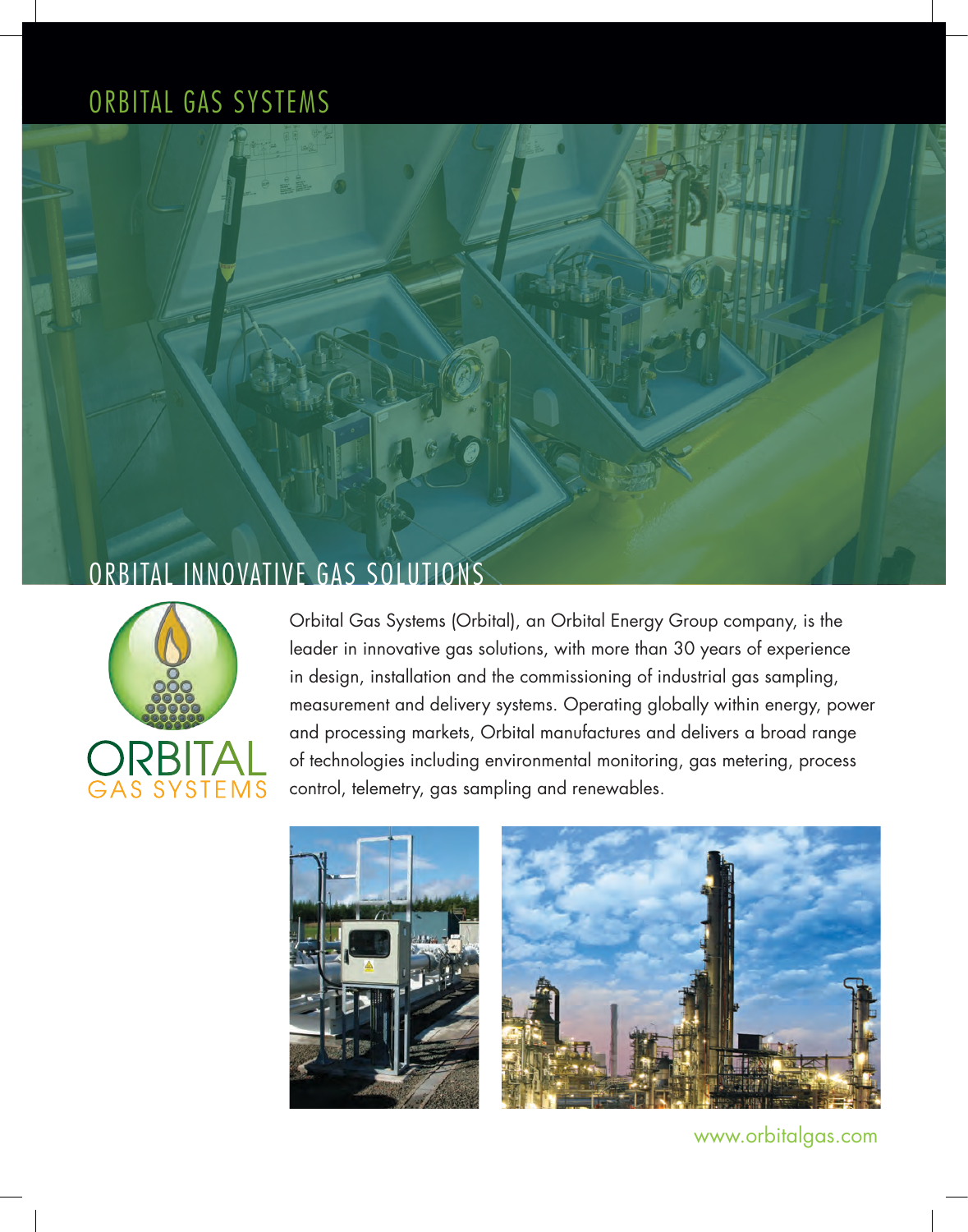# ORBITAL GAS SYSTEMS

## ORBITAL INNOVATIVE GAS SOLUTIONS

ORBITAL
GAS SYSTEMS

Orbital Gas Systems (Orbital), an Orbital Energy Group company, is the leader in innovative gas solutions, with more than 30 years of experience in design, installation and the commissioning of industrial gas sampling, measurement and delivery systems. Operating globally within energy, power and processing markets, Orbital manufactures and delivers a broad range of technologies including environmental monitoring, gas metering, process control, telemetry, gas sampling and renewables.

www.orbitalgas.com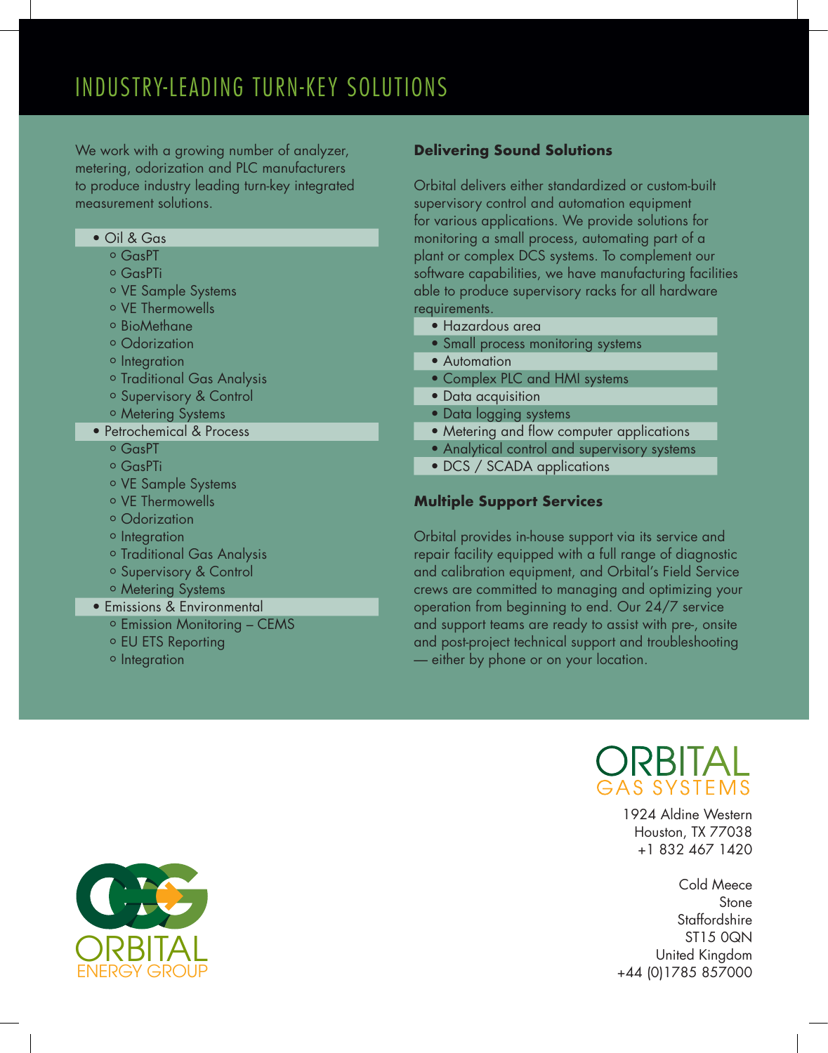# INDUSTRY-LEADING TURN-KEY SOLUTIONS

We work with a growing number of analyzer, metering, odorization and PLC manufacturers to produce industry leading turn-key integrated measurement solutions.

- Oil & Gas
  - GasPT
  - GasPTi
  - VE Sample Systems
  - VE Thermowells
  - BioMethane
  - Odorization
  - Integration
  - Traditional Gas Analysis
  - Supervisory & Control
  - Metering Systems
- Petrochemical & Process
  - GasPT
  - GasPTi
  - VE Sample Systems
  - VE Thermowells
  - Odorization
  - Integration
  - Traditional Gas Analysis
  - Supervisory & Control
  - Metering Systems
- Emissions & Environmental
  - Emission Monitoring – CEMS
  - EU ETS Reporting
  - Integration

**Delivering Sound Solutions**

Orbital delivers either standardized or custom-built supervisory control and automation equipment for various applications. We provide solutions for monitoring a small process, automating part of a plant or complex DCS systems. To complement our software capabilities, we have manufacturing facilities able to produce supervisory racks for all hardware requirements.

- Hazardous area
- Small process monitoring systems
- Automation
- Complex PLC and HMI systems
- Data acquisition
- Data logging systems
- Metering and flow computer applications
- Analytical control and supervisory systems
- DCS / SCADA applications

**Multiple Support Services**

Orbital provides in-house support via its service and repair facility equipped with a full range of diagnostic and calibration equipment, and Orbital's Field Service crews are committed to managing and optimizing your operation from beginning to end. Our 24/7 service and support teams are ready to assist with pre-, onsite and post-project technical support and troubleshooting — either by phone or on your location.

ORBITAL
GAS SYSTEMS

1924 Aldine Western
Houston, TX 77038
+1 832 467 1420

Cold Meece
Stone
Staffordshire
ST15 0QN
United Kingdom
+44 (0)1785 857000

ORBITAL
ENERGY GROUP